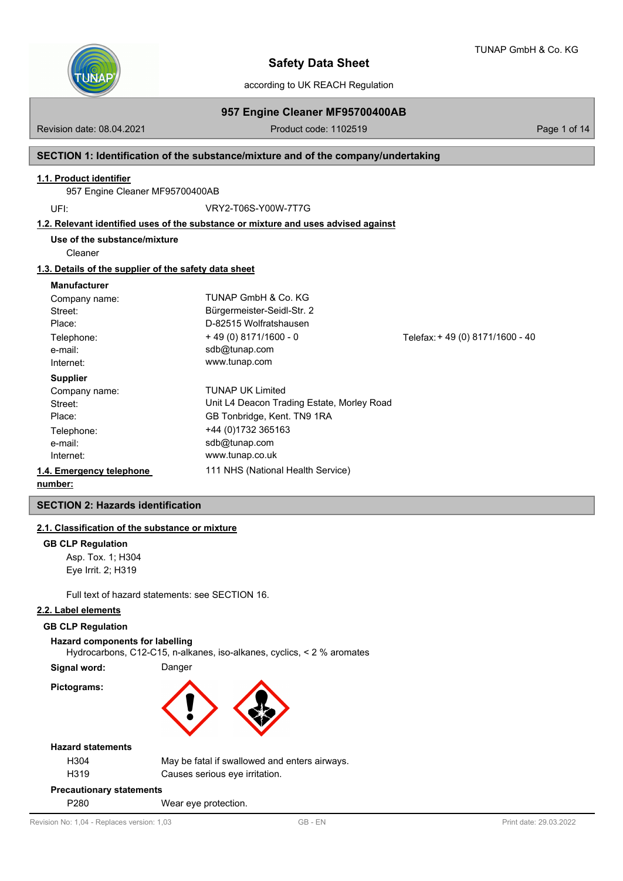# Safety Data Sheet

according to UK REACH Regulation

## 957 Engine Cleaner MF95700400AB

Revision date: 08.04.2021 | Product code: 1102519

## SECTION 1: Identification of the substance/mixture and of the company/undertaking

### 1.1. Product identifier

957 Engine Cleaner MF95700400AB

UFI: VRY2-T06S-Y00W-7T7G

### 1.2. Relevant identified uses of the substance or mixture and uses advised against

**Use of the substance/mixture**

Cleaner

### 1.3. Details of the supplier of the safety data sheet

**Manufacturer**

| | | |
|---|---|---|
| Company name: | TUNAP GmbH & Co. KG | |
| Street: | Bürgermeister-Seidl-Str. 2 | |
| Place: | D-82515 Wolfratshausen | |
| Telephone: | + 49 (0) 8171/1600 - 0 | Telefax: + 49 (0) 8171/1600 - 40 |
| e-mail: | sdb@tunap.com | |
| Internet: | www.tunap.com | |

**Supplier**

| | |
|---|---|
| Company name: | TUNAP UK Limited |
| Street: | Unit L4 Deacon Trading Estate, Morley Road |
| Place: | GB Tonbridge, Kent. TN9 1RA |
| Telephone: | +44 (0)1732 365163 |
| e-mail: | sdb@tunap.com |
| Internet: | www.tunap.co.uk |

### 1.4. Emergency telephone number:

111 NHS (National Health Service)

## SECTION 2: Hazards identification

### 2.1. Classification of the substance or mixture

**GB CLP Regulation**

Asp. Tox. 1; H304
Eye Irrit. 2; H319

Full text of hazard statements: see SECTION 16.

### 2.2. Label elements

**GB CLP Regulation**

**Hazard components for labelling**

Hydrocarbons, C12-C15, n-alkanes, iso-alkanes, cyclics, < 2 % aromates

**Signal word:** Danger

**Pictograms:**

**Hazard statements**

| | |
|---|---|
| H304 | May be fatal if swallowed and enters airways. |
| H319 | Causes serious eye irritation. |

**Precautionary statements**

| | |
|---|---|
| P280 | Wear eye protection. |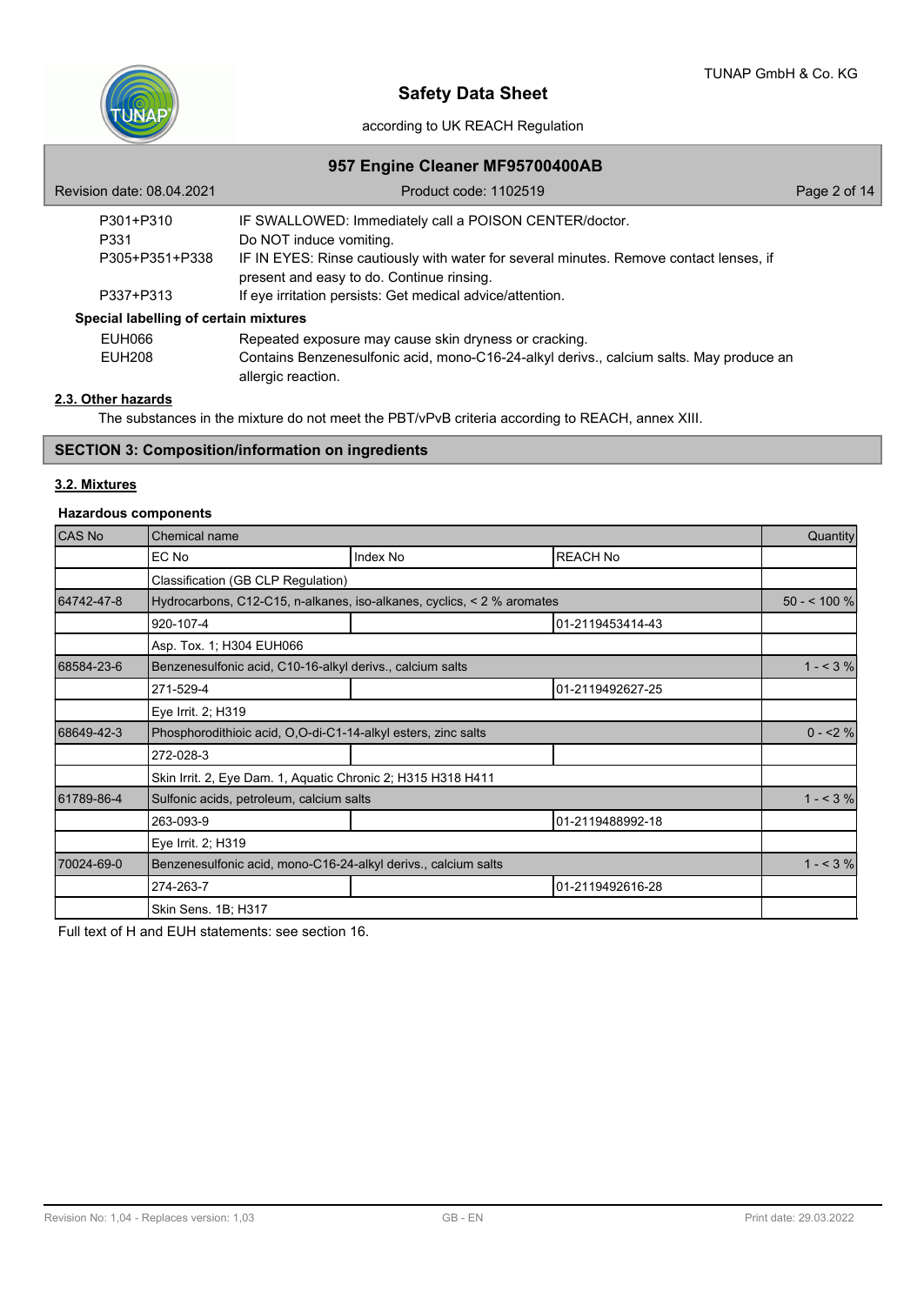| | |
|---|---|
| P301+P310 | IF SWALLOWED: Immediately call a POISON CENTER/doctor. |
| P331 | Do NOT induce vomiting. |
| P305+P351+P338 | IF IN EYES: Rinse cautiously with water for several minutes. Remove contact lenses, if present and easy to do. Continue rinsing. |
| P337+P313 | If eye irritation persists: Get medical advice/attention. |

**Special labelling of certain mixtures**

| | |
|---|---|
| EUH066 | Repeated exposure may cause skin dryness or cracking. |
| EUH208 | Contains Benzenesulfonic acid, mono-C16-24-alkyl derivs., calcium salts. May produce an allergic reaction. |

### 2.3. Other hazards

The substances in the mixture do not meet the PBT/vPvB criteria according to REACH, annex XIII.

## SECTION 3: Composition/information on ingredients

### 3.2. Mixtures

**Hazardous components**

| CAS No | Chemical name | | | Quantity |
|---|---|---|---|---|
| | EC No | Index No | REACH No | |
| | Classification (GB CLP Regulation) | | | |
| 64742-47-8 | Hydrocarbons, C12-C15, n-alkanes, iso-alkanes, cyclics, < 2 % aromates | | | 50 - < 100 % |
| | 920-107-4 | | 01-2119453414-43 | |
| | Asp. Tox. 1; H304 EUH066 | | | |
| 68584-23-6 | Benzenesulfonic acid, C10-16-alkyl derivs., calcium salts | | | 1 - < 3 % |
| | 271-529-4 | | 01-2119492627-25 | |
| | Eye Irrit. 2; H319 | | | |
| 68649-42-3 | Phosphorodithioic acid, O,O-di-C1-14-alkyl esters, zinc salts | | | 0 - <2 % |
| | 272-028-3 | | | |
| | Skin Irrit. 2, Eye Dam. 1, Aquatic Chronic 2; H315 H318 H411 | | | |
| 61789-86-4 | Sulfonic acids, petroleum, calcium salts | | | 1 - < 3 % |
| | 263-093-9 | | 01-2119488992-18 | |
| | Eye Irrit. 2; H319 | | | |
| 70024-69-0 | Benzenesulfonic acid, mono-C16-24-alkyl derivs., calcium salts | | | 1 - < 3 % |
| | 274-263-7 | | 01-2119492616-28 | |
| | Skin Sens. 1B; H317 | | | |

Full text of H and EUH statements: see section 16.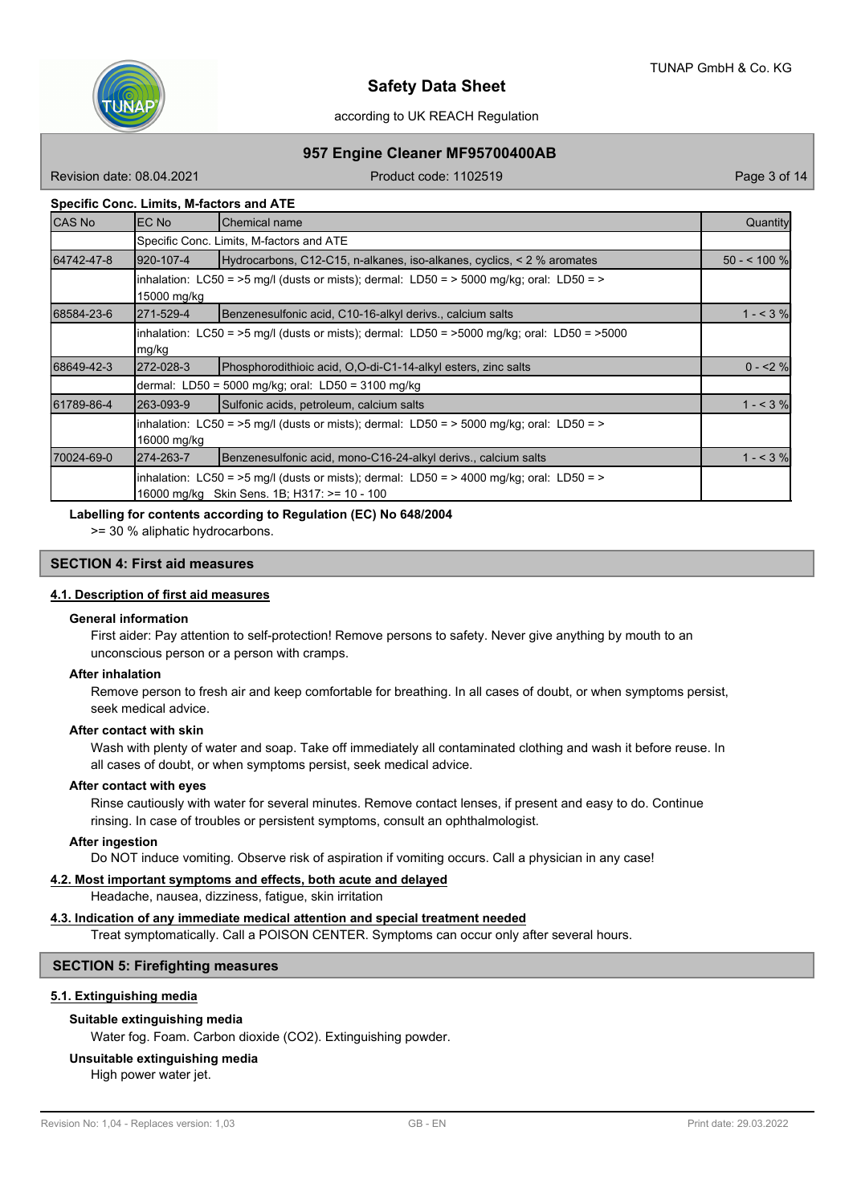**Specific Conc. Limits, M-factors and ATE**

| CAS No | EC No | Chemical name | Quantity |
|---|---|---|---|
| | Specific Conc. Limits, M-factors and ATE | | |
| 64742-47-8 | 920-107-4 | Hydrocarbons, C12-C15, n-alkanes, iso-alkanes, cyclics, < 2 % aromates | 50 - < 100 % |
| | inhalation: LC50 = >5 mg/l (dusts or mists); dermal: LD50 = > 5000 mg/kg; oral: LD50 = > 15000 mg/kg | | |
| 68584-23-6 | 271-529-4 | Benzenesulfonic acid, C10-16-alkyl derivs., calcium salts | 1 - < 3 % |
| | inhalation: LC50 = >5 mg/l (dusts or mists); dermal: LD50 = >5000 mg/kg; oral: LD50 = >5000 mg/kg | | |
| 68649-42-3 | 272-028-3 | Phosphorodithioic acid, O,O-di-C1-14-alkyl esters, zinc salts | 0 - <2 % |
| | dermal: LD50 = 5000 mg/kg; oral: LD50 = 3100 mg/kg | | |
| 61789-86-4 | 263-093-9 | Sulfonic acids, petroleum, calcium salts | 1 - < 3 % |
| | inhalation: LC50 = >5 mg/l (dusts or mists); dermal: LD50 = > 5000 mg/kg; oral: LD50 = > 16000 mg/kg | | |
| 70024-69-0 | 274-263-7 | Benzenesulfonic acid, mono-C16-24-alkyl derivs., calcium salts | 1 - < 3 % |
| | inhalation: LC50 = >5 mg/l (dusts or mists); dermal: LD50 = > 4000 mg/kg; oral: LD50 = > 16000 mg/kg Skin Sens. 1B; H317: >= 10 - 100 | | |

**Labelling for contents according to Regulation (EC) No 648/2004**

>= 30 % aliphatic hydrocarbons.

## SECTION 4: First aid measures

### 4.1. Description of first aid measures

**General information**

First aider: Pay attention to self-protection! Remove persons to safety. Never give anything by mouth to an unconscious person or a person with cramps.

**After inhalation**

Remove person to fresh air and keep comfortable for breathing. In all cases of doubt, or when symptoms persist, seek medical advice.

**After contact with skin**

Wash with plenty of water and soap. Take off immediately all contaminated clothing and wash it before reuse. In all cases of doubt, or when symptoms persist, seek medical advice.

**After contact with eyes**

Rinse cautiously with water for several minutes. Remove contact lenses, if present and easy to do. Continue rinsing. In case of troubles or persistent symptoms, consult an ophthalmologist.

**After ingestion**

Do NOT induce vomiting. Observe risk of aspiration if vomiting occurs. Call a physician in any case!

### 4.2. Most important symptoms and effects, both acute and delayed

Headache, nausea, dizziness, fatigue, skin irritation

### 4.3. Indication of any immediate medical attention and special treatment needed

Treat symptomatically. Call a POISON CENTER. Symptoms can occur only after several hours.

## SECTION 5: Firefighting measures

### 5.1. Extinguishing media

**Suitable extinguishing media**

Water fog. Foam. Carbon dioxide ($CO_2$). Extinguishing powder.

**Unsuitable extinguishing media**

High power water jet.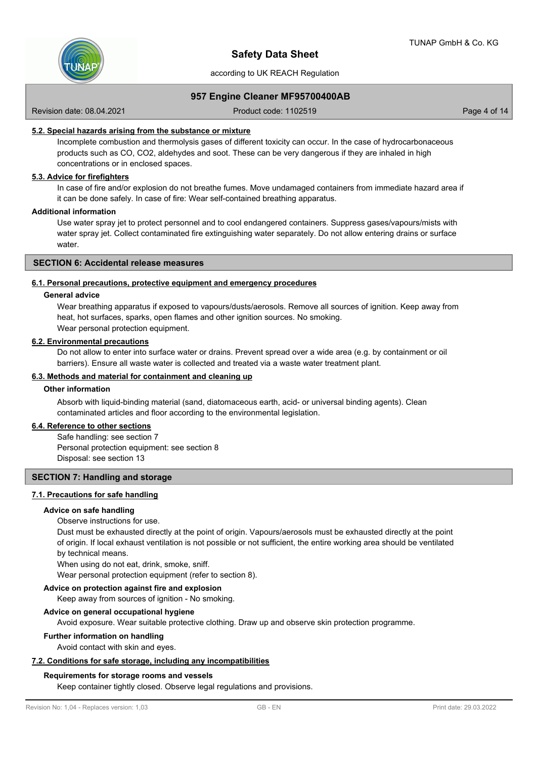### 5.2. Special hazards arising from the substance or mixture

Incomplete combustion and thermolysis gases of different toxicity can occur. In the case of hydrocarbonaceous products such as CO, $CO_2$, aldehydes and soot. These can be very dangerous if they are inhaled in high concentrations or in enclosed spaces.

### 5.3. Advice for firefighters

In case of fire and/or explosion do not breathe fumes. Move undamaged containers from immediate hazard area if it can be done safely. In case of fire: Wear self-contained breathing apparatus.

**Additional information**

Use water spray jet to protect personnel and to cool endangered containers. Suppress gases/vapours/mists with water spray jet. Collect contaminated fire extinguishing water separately. Do not allow entering drains or surface water.

## SECTION 6: Accidental release measures

### 6.1. Personal precautions, protective equipment and emergency procedures

**General advice**

Wear breathing apparatus if exposed to vapours/dusts/aerosols. Remove all sources of ignition. Keep away from heat, hot surfaces, sparks, open flames and other ignition sources. No smoking.
Wear personal protection equipment.

### 6.2. Environmental precautions

Do not allow to enter into surface water or drains. Prevent spread over a wide area (e.g. by containment or oil barriers). Ensure all waste water is collected and treated via a waste water treatment plant.

### 6.3. Methods and material for containment and cleaning up

**Other information**

Absorb with liquid-binding material (sand, diatomaceous earth, acid- or universal binding agents). Clean contaminated articles and floor according to the environmental legislation.

### 6.4. Reference to other sections

Safe handling: see section 7
Personal protection equipment: see section 8
Disposal: see section 13

## SECTION 7: Handling and storage

### 7.1. Precautions for safe handling

**Advice on safe handling**

Observe instructions for use.
Dust must be exhausted directly at the point of origin. Vapours/aerosols must be exhausted directly at the point of origin. If local exhaust ventilation is not possible or not sufficient, the entire working area should be ventilated by technical means.
When using do not eat, drink, smoke, sniff.
Wear personal protection equipment (refer to section 8).

**Advice on protection against fire and explosion**

Keep away from sources of ignition - No smoking.

**Advice on general occupational hygiene**

Avoid exposure. Wear suitable protective clothing. Draw up and observe skin protection programme.

**Further information on handling**

Avoid contact with skin and eyes.

### 7.2. Conditions for safe storage, including any incompatibilities

**Requirements for storage rooms and vessels**

Keep container tightly closed. Observe legal regulations and provisions.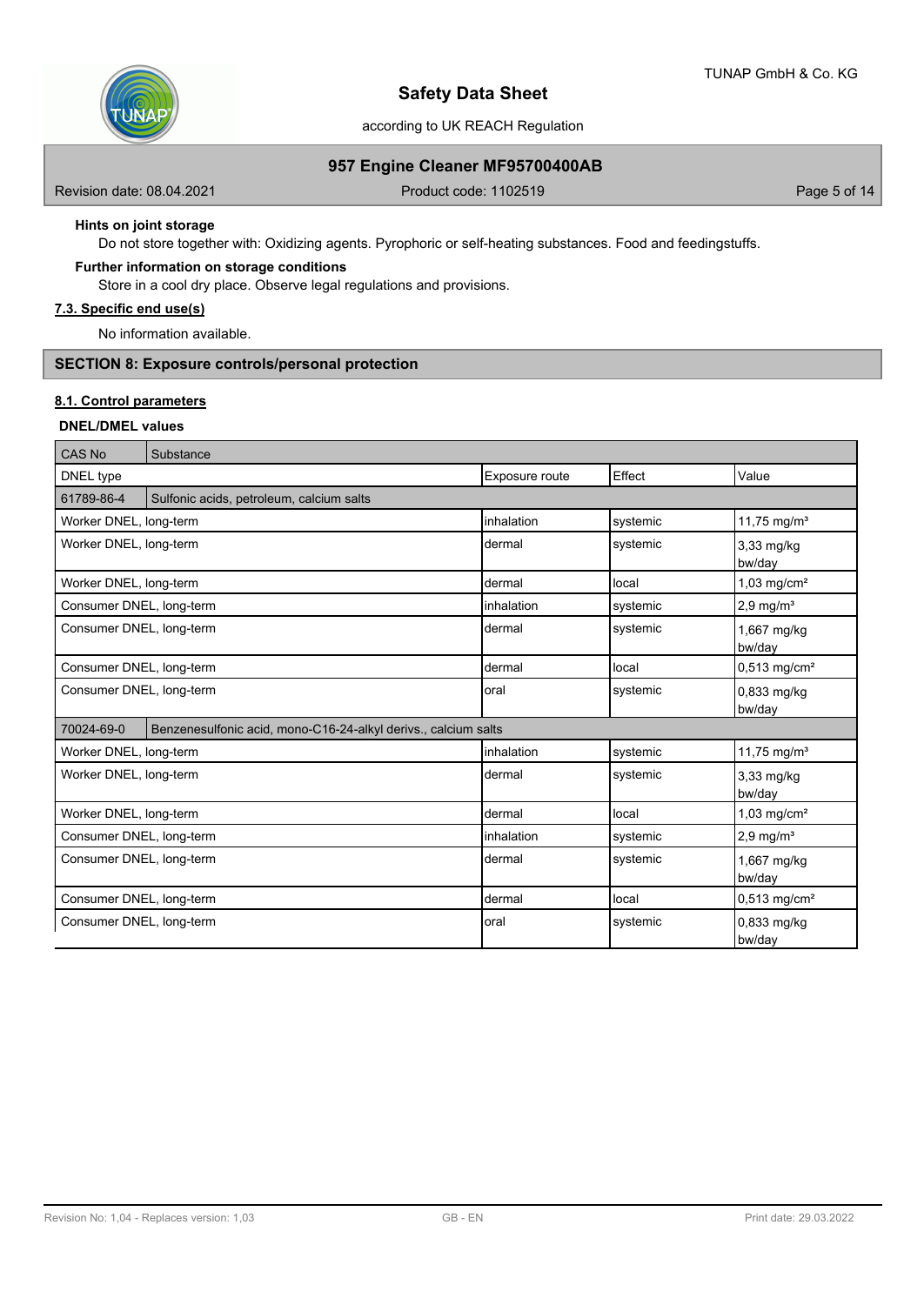**Hints on joint storage**

Do not store together with: Oxidizing agents. Pyrophoric or self-heating substances. Food and feedingstuffs.

**Further information on storage conditions**

Store in a cool dry place. Observe legal regulations and provisions.

### 7.3. Specific end use(s)

No information available.

## SECTION 8: Exposure controls/personal protection

### 8.1. Control parameters

**DNEL/DMEL values**

| CAS No | Substance | | | |
|---|---|---|---|---|
| DNEL type | | Exposure route | Effect | Value |
| 61789-86-4 | Sulfonic acids, petroleum, calcium salts | | | |
| Worker DNEL, long-term | | inhalation | systemic | 11,75 mg/m³ |
| Worker DNEL, long-term | | dermal | systemic | 3,33 mg/kg bw/day |
| Worker DNEL, long-term | | dermal | local | 1,03 mg/cm² |
| Consumer DNEL, long-term | | inhalation | systemic | 2,9 mg/m³ |
| Consumer DNEL, long-term | | dermal | systemic | 1,667 mg/kg bw/day |
| Consumer DNEL, long-term | | dermal | local | 0,513 mg/cm² |
| Consumer DNEL, long-term | | oral | systemic | 0,833 mg/kg bw/day |
| 70024-69-0 | Benzenesulfonic acid, mono-C16-24-alkyl derivs., calcium salts | | | |
| Worker DNEL, long-term | | inhalation | systemic | 11,75 mg/m³ |
| Worker DNEL, long-term | | dermal | systemic | 3,33 mg/kg bw/day |
| Worker DNEL, long-term | | dermal | local | 1,03 mg/cm² |
| Consumer DNEL, long-term | | inhalation | systemic | 2,9 mg/m³ |
| Consumer DNEL, long-term | | dermal | systemic | 1,667 mg/kg bw/day |
| Consumer DNEL, long-term | | dermal | local | 0,513 mg/cm² |
| Consumer DNEL, long-term | | oral | systemic | 0,833 mg/kg bw/day |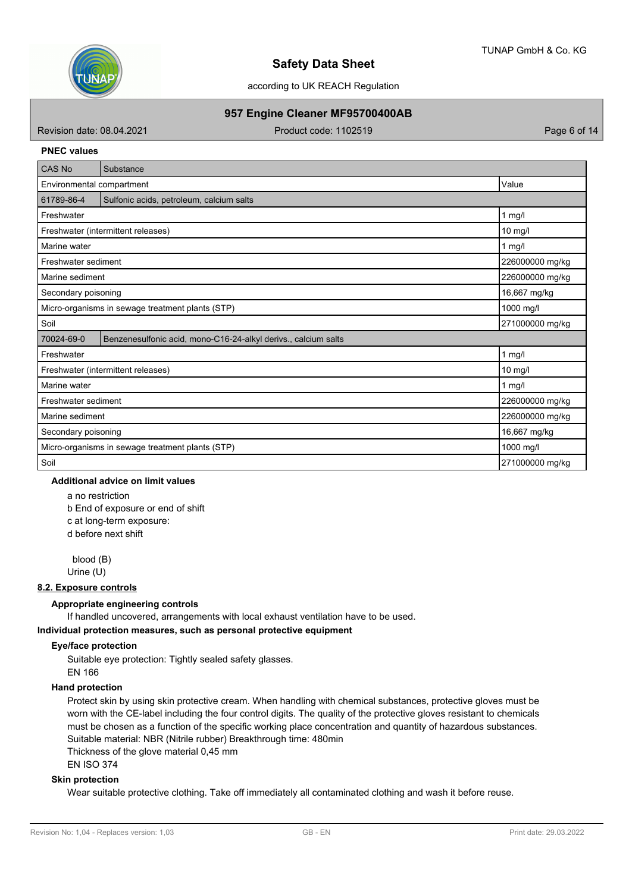**PNEC values**

| CAS No | Substance | |
|---|---|---|
| Environmental compartment | | Value |
| 61789-86-4 | Sulfonic acids, petroleum, calcium salts | |
| Freshwater | | 1 mg/l |
| Freshwater (intermittent releases) | | 10 mg/l |
| Marine water | | 1 mg/l |
| Freshwater sediment | | 226000000 mg/kg |
| Marine sediment | | 226000000 mg/kg |
| Secondary poisoning | | 16,667 mg/kg |
| Micro-organisms in sewage treatment plants (STP) | | 1000 mg/l |
| Soil | | 271000000 mg/kg |
| 70024-69-0 | Benzenesulfonic acid, mono-C16-24-alkyl derivs., calcium salts | |
| Freshwater | | 1 mg/l |
| Freshwater (intermittent releases) | | 10 mg/l |
| Marine water | | 1 mg/l |
| Freshwater sediment | | 226000000 mg/kg |
| Marine sediment | | 226000000 mg/kg |
| Secondary poisoning | | 16,667 mg/kg |
| Micro-organisms in sewage treatment plants (STP) | | 1000 mg/l |
| Soil | | 271000000 mg/kg |

**Additional advice on limit values**

a no restriction
b End of exposure or end of shift
c at long-term exposure:
d before next shift

blood (B)
Urine (U)

## 8.2. Exposure controls

**Appropriate engineering controls**

If handled uncovered, arrangements with local exhaust ventilation have to be used.

**Individual protection measures, such as personal protective equipment**

**Eye/face protection**

Suitable eye protection: Tightly sealed safety glasses.
EN 166

**Hand protection**

Protect skin by using skin protective cream. When handling with chemical substances, protective gloves must be worn with the CE-label including the four control digits. The quality of the protective gloves resistant to chemicals must be chosen as a function of the specific working place concentration and quantity of hazardous substances.
Suitable material: NBR (Nitrile rubber) Breakthrough time: 480min
Thickness of the glove material 0,45 mm
EN ISO 374

**Skin protection**

Wear suitable protective clothing. Take off immediately all contaminated clothing and wash it before reuse.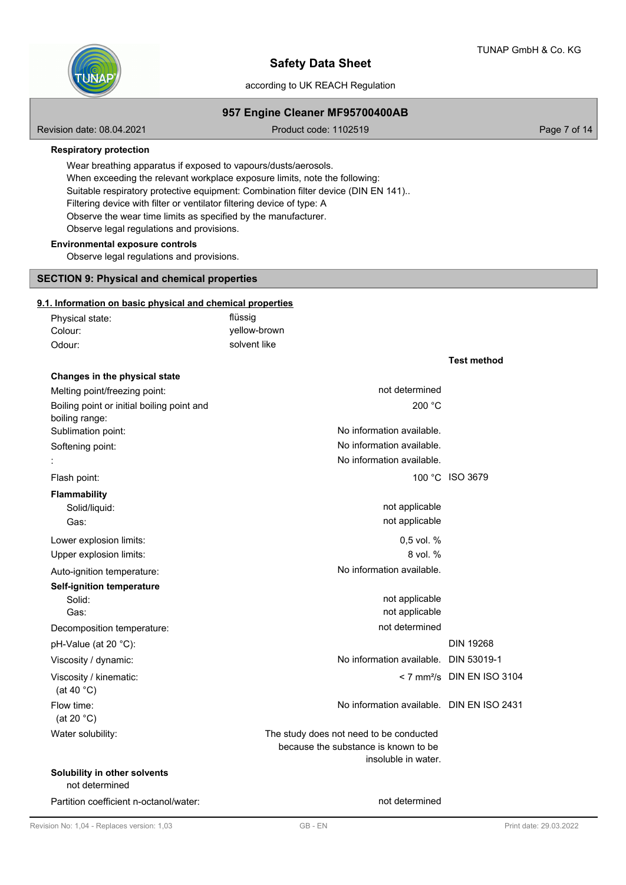**Respiratory protection**

Wear breathing apparatus if exposed to vapours/dusts/aerosols.
When exceeding the relevant workplace exposure limits, note the following:
Suitable respiratory protective equipment: Combination filter device (DIN EN 141)..
Filtering device with filter or ventilator filtering device of type: A
Observe the wear time limits as specified by the manufacturer.
Observe legal regulations and provisions.

**Environmental exposure controls**

Observe legal regulations and provisions.

## SECTION 9: Physical and chemical properties

### 9.1. Information on basic physical and chemical properties

| | |
|---|---|
| Physical state: | flüssig |
| Colour: | yellow-brown |
| Odour: | solvent like |

| | | Test method |
|---|---|---|
| **Changes in the physical state** | | |
| Melting point/freezing point: | not determined | |
| Boiling point or initial boiling point and boiling range: | 200 °C | |
| Sublimation point: | No information available. | |
| Softening point: | No information available. | |
| : | No information available. | |
| Flash point: | 100 °C | ISO 3679 |
| **Flammability** | | |
| Solid/liquid: | not applicable | |
| Gas: | not applicable | |
| Lower explosion limits: | 0,5 vol. % | |
| Upper explosion limits: | 8 vol. % | |
| Auto-ignition temperature: | No information available. | |
| **Self-ignition temperature** | | |
| Solid: | not applicable | |
| Gas: | not applicable | |
| Decomposition temperature: | not determined | |
| pH-Value (at 20 °C): | | DIN 19268 |
| Viscosity / dynamic: | No information available. | DIN 53019-1 |
| Viscosity / kinematic: (at 40 °C) | < 7 mm²/s | DIN EN ISO 3104 |
| Flow time: (at 20 °C) | No information available. | DIN EN ISO 2431 |
| Water solubility: | The study does not need to be conducted because the substance is known to be insoluble in water. | |
| **Solubility in other solvents** | | |
| not determined | | |
| Partition coefficient n-octanol/water: | not determined | |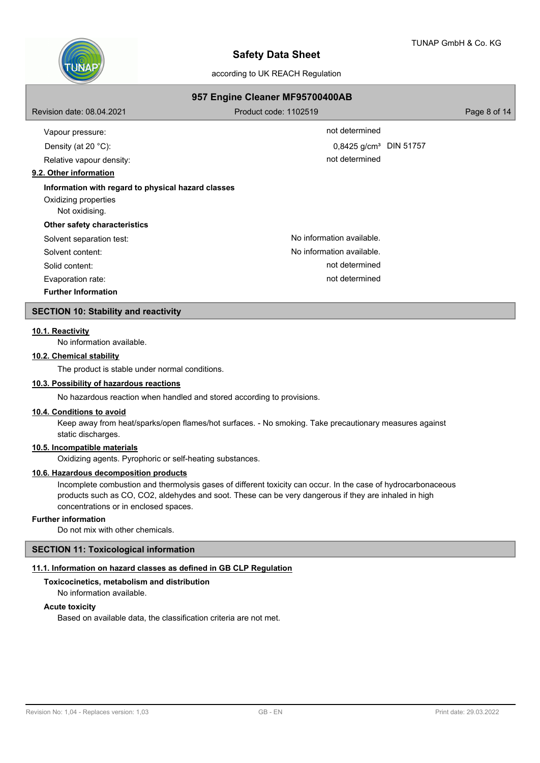| | | |
|---|---|---|
| Vapour pressure: | not determined | |
| Density (at 20 °C): | 0,8425 g/cm³ | DIN 51757 |
| Relative vapour density: | not determined | |

### 9.2. Other information

**Information with regard to physical hazard classes**

Oxidizing properties

Not oxidising.

**Other safety characteristics**

| | |
|---|---|
| Solvent separation test: | No information available. |
| Solvent content: | No information available. |
| Solid content: | not determined |
| Evaporation rate: | not determined |

**Further Information**

## SECTION 10: Stability and reactivity

### 10.1. Reactivity

No information available.

### 10.2. Chemical stability

The product is stable under normal conditions.

### 10.3. Possibility of hazardous reactions

No hazardous reaction when handled and stored according to provisions.

### 10.4. Conditions to avoid

Keep away from heat/sparks/open flames/hot surfaces. - No smoking. Take precautionary measures against static discharges.

### 10.5. Incompatible materials

Oxidizing agents. Pyrophoric or self-heating substances.

### 10.6. Hazardous decomposition products

Incomplete combustion and thermolysis gases of different toxicity can occur. In the case of hydrocarbonaceous products such as CO, $CO_2$, aldehydes and soot. These can be very dangerous if they are inhaled in high concentrations or in enclosed spaces.

**Further information**

Do not mix with other chemicals.

## SECTION 11: Toxicological information

### 11.1. Information on hazard classes as defined in GB CLP Regulation

**Toxicocinetics, metabolism and distribution**

No information available.

**Acute toxicity**

Based on available data, the classification criteria are not met.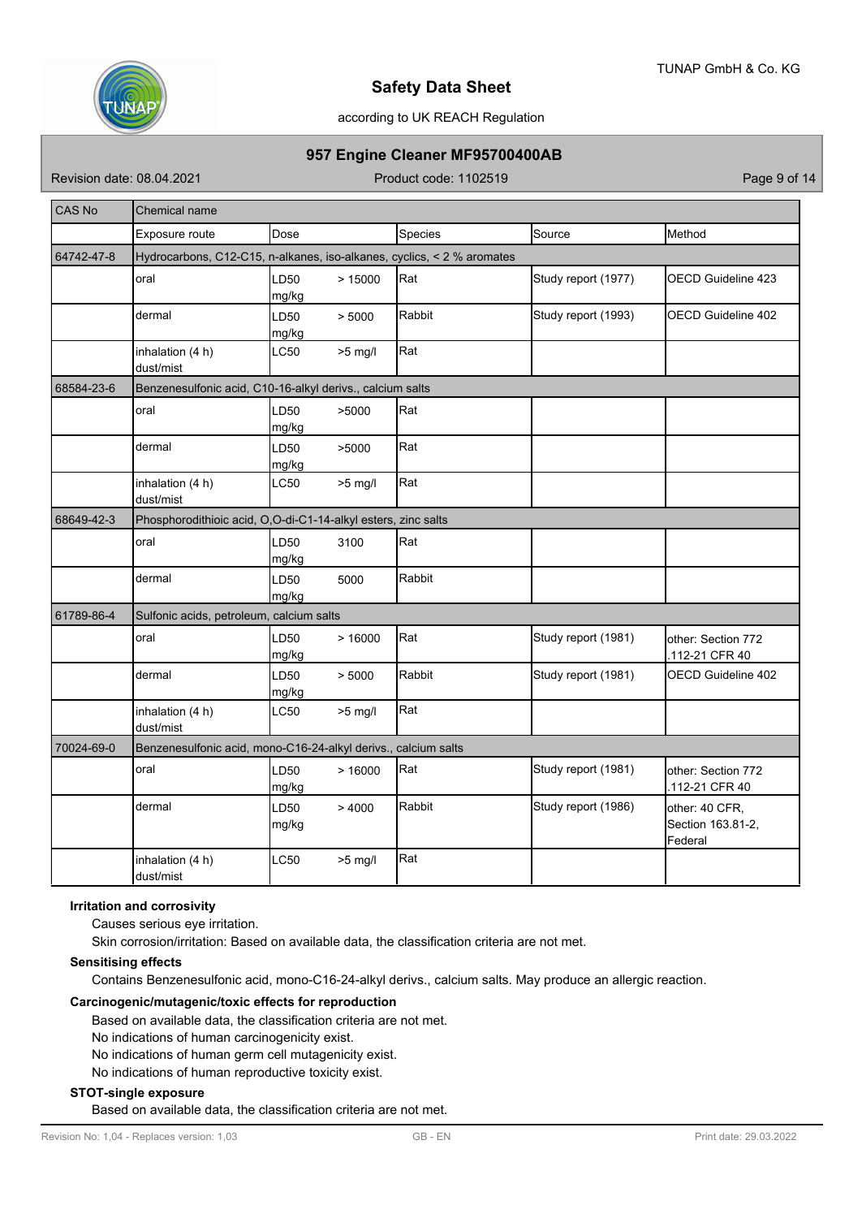| CAS No | Chemical name | | | | |
|---|---|---|---|---|---|
| | Exposure route | Dose | Species | Source | Method |
| 64742-47-8 | Hydrocarbons, C12-C15, n-alkanes, iso-alkanes, cyclics, < 2 % aromates | | | | |
| | oral | LD50 > 15000 mg/kg | Rat | Study report (1977) | OECD Guideline 423 |
| | dermal | LD50 > 5000 mg/kg | Rabbit | Study report (1993) | OECD Guideline 402 |
| | inhalation (4 h) dust/mist | LC50 >5 mg/l | Rat | | |
| 68584-23-6 | Benzenesulfonic acid, C10-16-alkyl derivs., calcium salts | | | | |
| | oral | LD50 >5000 mg/kg | Rat | | |
| | dermal | LD50 >5000 mg/kg | Rat | | |
| | inhalation (4 h) dust/mist | LC50 >5 mg/l | Rat | | |
| 68649-42-3 | Phosphorodithioic acid, O,O-di-C1-14-alkyl esters, zinc salts | | | | |
| | oral | LD50 3100 mg/kg | Rat | | |
| | dermal | LD50 5000 mg/kg | Rabbit | | |
| 61789-86-4 | Sulfonic acids, petroleum, calcium salts | | | | |
| | oral | LD50 > 16000 mg/kg | Rat | Study report (1981) | other: Section 772 .112-21 CFR 40 |
| | dermal | LD50 > 5000 mg/kg | Rabbit | Study report (1981) | OECD Guideline 402 |
| | inhalation (4 h) dust/mist | LC50 >5 mg/l | Rat | | |
| 70024-69-0 | Benzenesulfonic acid, mono-C16-24-alkyl derivs., calcium salts | | | | |
| | oral | LD50 > 16000 mg/kg | Rat | Study report (1981) | other: Section 772 .112-21 CFR 40 |
| | dermal | LD50 > 4000 mg/kg | Rabbit | Study report (1986) | other: 40 CFR, Section 163.81-2, Federal |
| | inhalation (4 h) dust/mist | LC50 >5 mg/l | Rat | | |

**Irritation and corrosivity**

Causes serious eye irritation.

Skin corrosion/irritation: Based on available data, the classification criteria are not met.

**Sensitising effects**

Contains Benzenesulfonic acid, mono-C16-24-alkyl derivs., calcium salts. May produce an allergic reaction.

**Carcinogenic/mutagenic/toxic effects for reproduction**

Based on available data, the classification criteria are not met.

No indications of human carcinogenicity exist.

No indications of human germ cell mutagenicity exist.

No indications of human reproductive toxicity exist.

**STOT-single exposure**

Based on available data, the classification criteria are not met.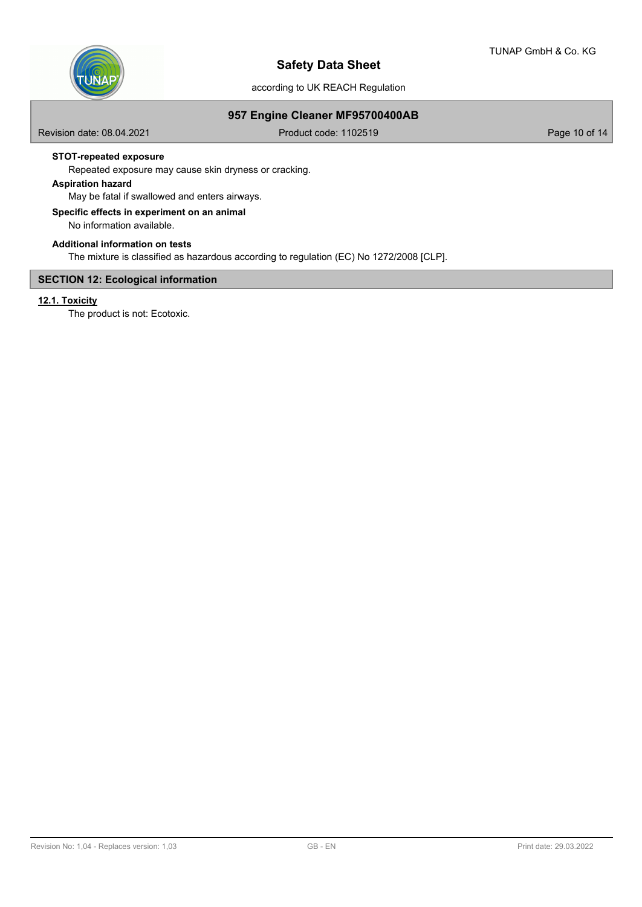**STOT-repeated exposure**

Repeated exposure may cause skin dryness or cracking.

**Aspiration hazard**

May be fatal if swallowed and enters airways.

**Specific effects in experiment on an animal**

No information available.

**Additional information on tests**

The mixture is classified as hazardous according to regulation (EC) No 1272/2008 [CLP].

## SECTION 12: Ecological information

### 12.1. Toxicity

The product is not: Ecotoxic.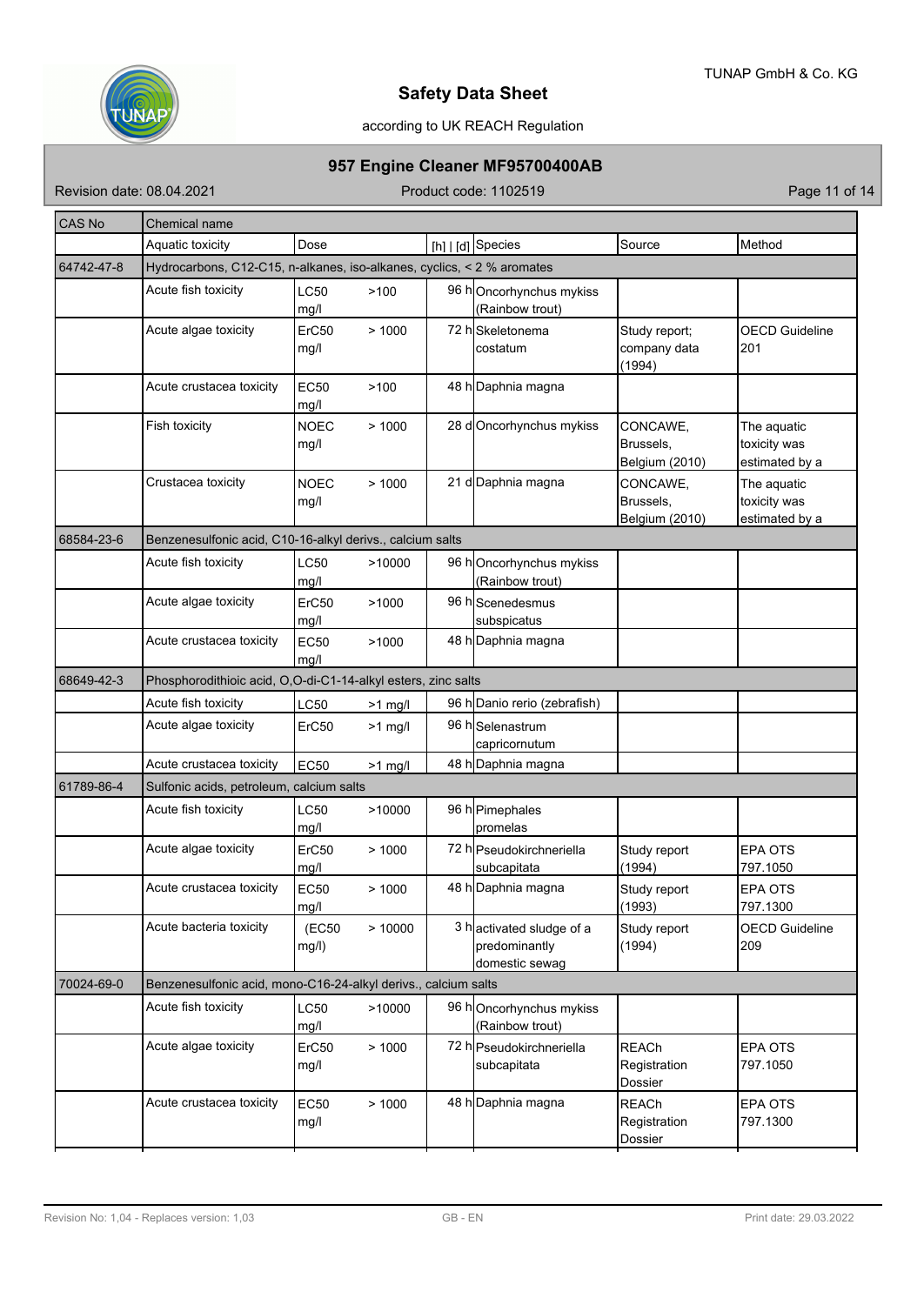| CAS No | Chemical name | | | | | |
|---|---|---|---|---|---|---|
| | Aquatic toxicity | Dose | [h] \| [d] | Species | Source | Method |
| 64742-47-8 | Hydrocarbons, C12-C15, n-alkanes, iso-alkanes, cyclics, < 2 % aromates | | | | | |
| | Acute fish toxicity | LC50 >100 mg/l | 96 h | Oncorhynchus mykiss (Rainbow trout) | | |
| | Acute algae toxicity | ErC50 > 1000 mg/l | 72 h | Skeletonema costatum | Study report; company data (1994) | OECD Guideline 201 |
| | Acute crustacea toxicity | EC50 >100 mg/l | 48 h | Daphnia magna | | |
| | Fish toxicity | NOEC > 1000 mg/l | 28 d | Oncorhynchus mykiss | CONCAWE, Brussels, Belgium (2010) | The aquatic toxicity was estimated by a |
| | Crustacea toxicity | NOEC > 1000 mg/l | 21 d | Daphnia magna | CONCAWE, Brussels, Belgium (2010) | The aquatic toxicity was estimated by a |
| 68584-23-6 | Benzenesulfonic acid, C10-16-alkyl derivs., calcium salts | | | | | |
| | Acute fish toxicity | LC50 >10000 mg/l | 96 h | Oncorhynchus mykiss (Rainbow trout) | | |
| | Acute algae toxicity | ErC50 >1000 mg/l | 96 h | Scenedesmus subspicatus | | |
| | Acute crustacea toxicity | EC50 >1000 mg/l | 48 h | Daphnia magna | | |
| 68649-42-3 | Phosphorodithioic acid, O,O-di-C1-14-alkyl esters, zinc salts | | | | | |
| | Acute fish toxicity | LC50 >1 mg/l | 96 h | Danio rerio (zebrafish) | | |
| | Acute algae toxicity | ErC50 >1 mg/l | 96 h | Selenastrum capricornutum | | |
| | Acute crustacea toxicity | EC50 >1 mg/l | 48 h | Daphnia magna | | |
| 61789-86-4 | Sulfonic acids, petroleum, calcium salts | | | | | |
| | Acute fish toxicity | LC50 >10000 mg/l | 96 h | Pimephales promelas | | |
| | Acute algae toxicity | ErC50 > 1000 mg/l | 72 h | Pseudokirchneriella subcapitata | Study report (1994) | EPA OTS 797.1050 |
| | Acute crustacea toxicity | EC50 > 1000 mg/l | 48 h | Daphnia magna | Study report (1993) | EPA OTS 797.1300 |
| | Acute bacteria toxicity | (EC50 > 10000 mg/l) | 3 h | activated sludge of a predominantly domestic sewag | Study report (1994) | OECD Guideline 209 |
| 70024-69-0 | Benzenesulfonic acid, mono-C16-24-alkyl derivs., calcium salts | | | | | |
| | Acute fish toxicity | LC50 >10000 mg/l | 96 h | Oncorhynchus mykiss (Rainbow trout) | | |
| | Acute algae toxicity | ErC50 > 1000 mg/l | 72 h | Pseudokirchneriella subcapitata | REACh Registration Dossier | EPA OTS 797.1050 |
| | Acute crustacea toxicity | EC50 > 1000 mg/l | 48 h | Daphnia magna | REACh Registration Dossier | EPA OTS 797.1300 |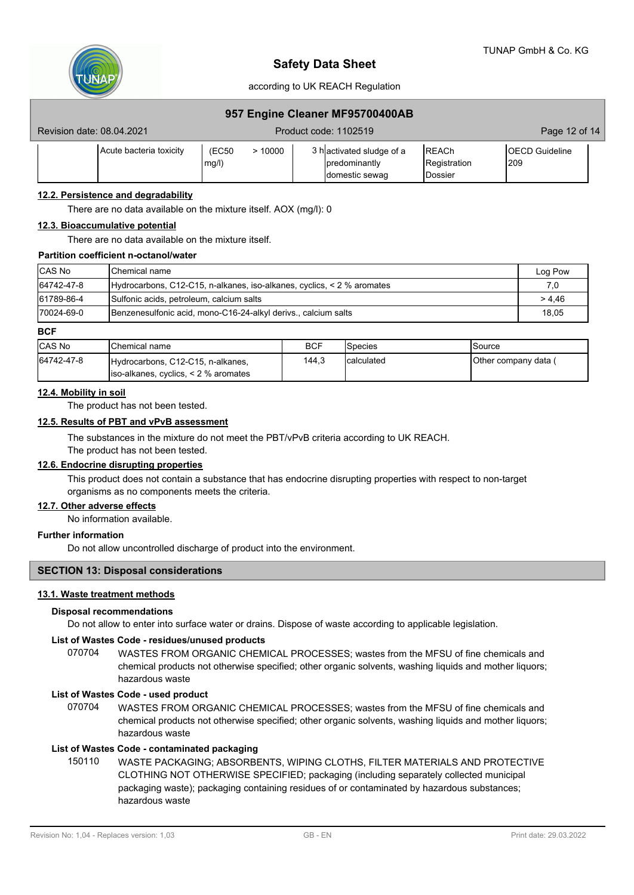| | | | | | | |
|---|---|---|---|---|---|---|
| | Acute bacteria toxicity | (EC50 mg/l) | > 10000 | 3 h | activated sludge of a predominantly domestic sewag | REACh Registration Dossier | OECD Guideline 209 |

### 12.2. Persistence and degradability

There are no data available on the mixture itself. AOX (mg/l): 0

### 12.3. Bioaccumulative potential

There are no data available on the mixture itself.

**Partition coefficient n-octanol/water**

| CAS No | Chemical name | Log Pow |
|---|---|---|
| 64742-47-8 | Hydrocarbons, C12-C15, n-alkanes, iso-alkanes, cyclics, < 2 % aromates | 7,0 |
| 61789-86-4 | Sulfonic acids, petroleum, calcium salts | > 4,46 |
| 70024-69-0 | Benzenesulfonic acid, mono-C16-24-alkyl derivs., calcium salts | 18,05 |

**BCF**

| CAS No | Chemical name | BCF | Species | Source |
|---|---|---|---|---|
| 64742-47-8 | Hydrocarbons, C12-C15, n-alkanes, iso-alkanes, cyclics, < 2 % aromates | 144,3 | calculated | Other company data ( |

### 12.4. Mobility in soil

The product has not been tested.

### 12.5. Results of PBT and vPvB assessment

The substances in the mixture do not meet the PBT/vPvB criteria according to UK REACH.
The product has not been tested.

### 12.6. Endocrine disrupting properties

This product does not contain a substance that has endocrine disrupting properties with respect to non-target organisms as no components meets the criteria.

### 12.7. Other adverse effects

No information available.

**Further information**

Do not allow uncontrolled discharge of product into the environment.

## SECTION 13: Disposal considerations

### 13.1. Waste treatment methods

**Disposal recommendations**

Do not allow to enter into surface water or drains. Dispose of waste according to applicable legislation.

**List of Wastes Code - residues/unused products**

070704 WASTES FROM ORGANIC CHEMICAL PROCESSES; wastes from the MFSU of fine chemicals and chemical products not otherwise specified; other organic solvents, washing liquids and mother liquors; hazardous waste

**List of Wastes Code - used product**

070704 WASTES FROM ORGANIC CHEMICAL PROCESSES; wastes from the MFSU of fine chemicals and chemical products not otherwise specified; other organic solvents, washing liquids and mother liquors; hazardous waste

**List of Wastes Code - contaminated packaging**

150110 WASTE PACKAGING; ABSORBENTS, WIPING CLOTHS, FILTER MATERIALS AND PROTECTIVE CLOTHING NOT OTHERWISE SPECIFIED; packaging (including separately collected municipal packaging waste); packaging containing residues of or contaminated by hazardous substances; hazardous waste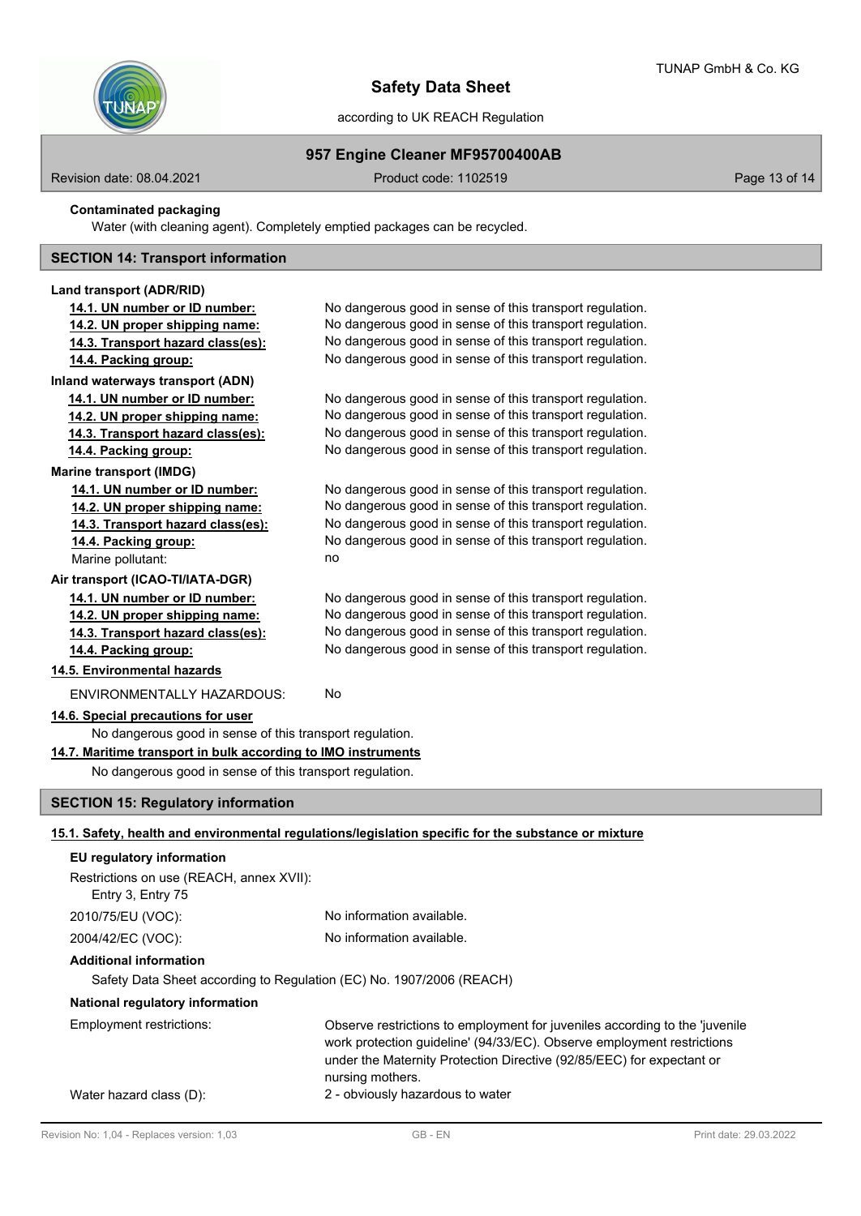**Contaminated packaging**

Water (with cleaning agent). Completely emptied packages can be recycled.

## SECTION 14: Transport information

**Land transport (ADR/RID)**

| | |
|---|---|
| **14.1. UN number or ID number:** | No dangerous good in sense of this transport regulation. |
| **14.2. UN proper shipping name:** | No dangerous good in sense of this transport regulation. |
| **14.3. Transport hazard class(es):** | No dangerous good in sense of this transport regulation. |
| **14.4. Packing group:** | No dangerous good in sense of this transport regulation. |

**Inland waterways transport (ADN)**

| | |
|---|---|
| **14.1. UN number or ID number:** | No dangerous good in sense of this transport regulation. |
| **14.2. UN proper shipping name:** | No dangerous good in sense of this transport regulation. |
| **14.3. Transport hazard class(es):** | No dangerous good in sense of this transport regulation. |
| **14.4. Packing group:** | No dangerous good in sense of this transport regulation. |

**Marine transport (IMDG)**

| | |
|---|---|
| **14.1. UN number or ID number:** | No dangerous good in sense of this transport regulation. |
| **14.2. UN proper shipping name:** | No dangerous good in sense of this transport regulation. |
| **14.3. Transport hazard class(es):** | No dangerous good in sense of this transport regulation. |
| **14.4. Packing group:** | No dangerous good in sense of this transport regulation. |
| Marine pollutant: | no |

**Air transport (ICAO-TI/IATA-DGR)**

| | |
|---|---|
| **14.1. UN number or ID number:** | No dangerous good in sense of this transport regulation. |
| **14.2. UN proper shipping name:** | No dangerous good in sense of this transport regulation. |
| **14.3. Transport hazard class(es):** | No dangerous good in sense of this transport regulation. |
| **14.4. Packing group:** | No dangerous good in sense of this transport regulation. |

**14.5. Environmental hazards**

ENVIRONMENTALLY HAZARDOUS: No

**14.6. Special precautions for user**

No dangerous good in sense of this transport regulation.

**14.7. Maritime transport in bulk according to IMO instruments**

No dangerous good in sense of this transport regulation.

## SECTION 15: Regulatory information

**15.1. Safety, health and environmental regulations/legislation specific for the substance or mixture**

**EU regulatory information**

Restrictions on use (REACH, annex XVII):
Entry 3, Entry 75

| | |
|---|---|
| 2010/75/EU (VOC): | No information available. |
| 2004/42/EC (VOC): | No information available. |

**Additional information**

Safety Data Sheet according to Regulation (EC) No. 1907/2006 (REACH)

**National regulatory information**

| | |
|---|---|
| Employment restrictions: | Observe restrictions to employment for juveniles according to the 'juvenile work protection guideline' (94/33/EC). Observe employment restrictions under the Maternity Protection Directive (92/85/EEC) for expectant or nursing mothers. |
| Water hazard class (D): | 2 - obviously hazardous to water |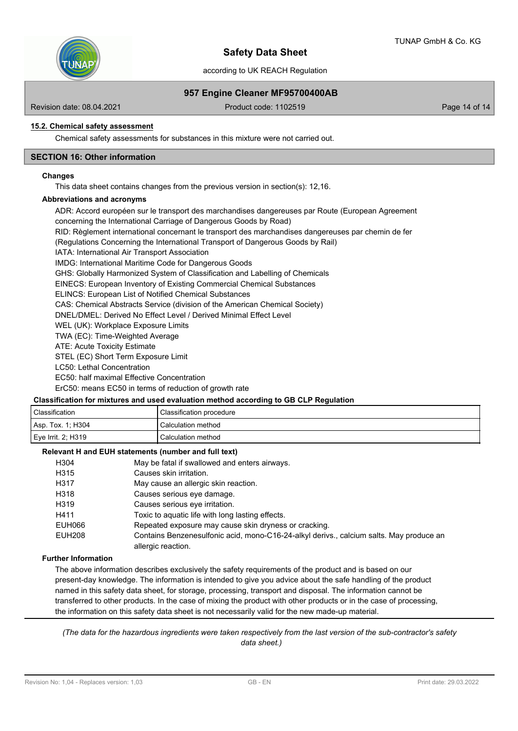### 15.2. Chemical safety assessment

Chemical safety assessments for substances in this mixture were not carried out.

## SECTION 16: Other information

**Changes**

This data sheet contains changes from the previous version in section(s): 12,16.

**Abbreviations and acronyms**

ADR: Accord européen sur le transport des marchandises dangereuses par Route (European Agreement concerning the International Carriage of Dangerous Goods by Road)
RID: Règlement international concernant le transport des marchandises dangereuses par chemin de fer (Regulations Concerning the International Transport of Dangerous Goods by Rail)
IATA: International Air Transport Association
IMDG: International Maritime Code for Dangerous Goods
GHS: Globally Harmonized System of Classification and Labelling of Chemicals
EINECS: European Inventory of Existing Commercial Chemical Substances
ELINCS: European List of Notified Chemical Substances
CAS: Chemical Abstracts Service (division of the American Chemical Society)
DNEL/DMEL: Derived No Effect Level / Derived Minimal Effect Level
WEL (UK): Workplace Exposure Limits
TWA (EC): Time-Weighted Average
ATE: Acute Toxicity Estimate
STEL (EC) Short Term Exposure Limit
LC50: Lethal Concentration
EC50: half maximal Effective Concentration
ErC50: means EC50 in terms of reduction of growth rate

**Classification for mixtures and used evaluation method according to GB CLP Regulation**

| Classification | Classification procedure |
|---|---|
| Asp. Tox. 1; H304 | Calculation method |
| Eye Irrit. 2; H319 | Calculation method |

**Relevant H and EUH statements (number and full text)**

| | |
|---|---|
| H304 | May be fatal if swallowed and enters airways. |
| H315 | Causes skin irritation. |
| H317 | May cause an allergic skin reaction. |
| H318 | Causes serious eye damage. |
| H319 | Causes serious eye irritation. |
| H411 | Toxic to aquatic life with long lasting effects. |
| EUH066 | Repeated exposure may cause skin dryness or cracking. |
| EUH208 | Contains Benzenesulfonic acid, mono-C16-24-alkyl derivs., calcium salts. May produce an allergic reaction. |

**Further Information**

The above information describes exclusively the safety requirements of the product and is based on our present-day knowledge. The information is intended to give you advice about the safe handling of the product named in this safety data sheet, for storage, processing, transport and disposal. The information cannot be transferred to other products. In the case of mixing the product with other products or in the case of processing, the information on this safety data sheet is not necessarily valid for the new made-up material.

*(The data for the hazardous ingredients were taken respectively from the last version of the sub-contractor's safety data sheet.)*